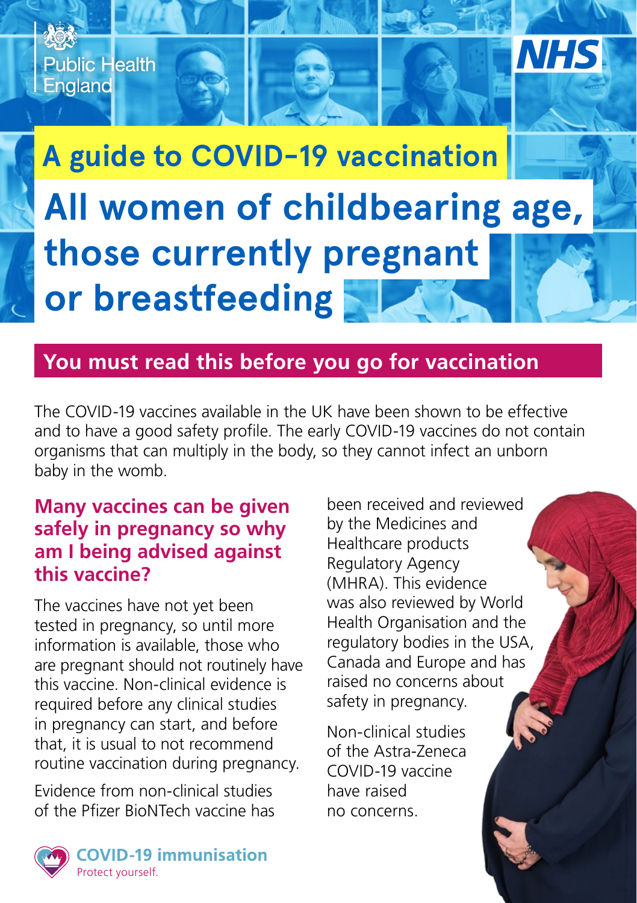Public Health England

NHS

# A guide to COVID-19 vaccination

# All women of childbearing age, those currently pregnant or breastfeeding

## You must read this before you go for vaccination

The COVID-19 vaccines available in the UK have been shown to be effective and to have a good safety profile. The early COVID-19 vaccines do not contain organisms that can multiply in the body, so they cannot infect an unborn baby in the womb.

### Many vaccines can be given safely in pregnancy so why am I being advised against this vaccine?

The vaccines have not yet been tested in pregnancy, so until more information is available, those who are pregnant should not routinely have this vaccine. Non-clinical evidence is required before any clinical studies in pregnancy can start, and before that, it is usual to not recommend routine vaccination during pregnancy.

Evidence from non-clinical studies of the Pfizer BioNTech vaccine has been received and reviewed by the Medicines and Healthcare products Regulatory Agency (MHRA). This evidence was also reviewed by World Health Organisation and the regulatory bodies in the USA, Canada and Europe and has raised no concerns about safety in pregnancy.

Non-clinical studies of the Astra-Zeneca COVID-19 vaccine have raised no concerns.

**COVID-19 immunisation**
Protect yourself.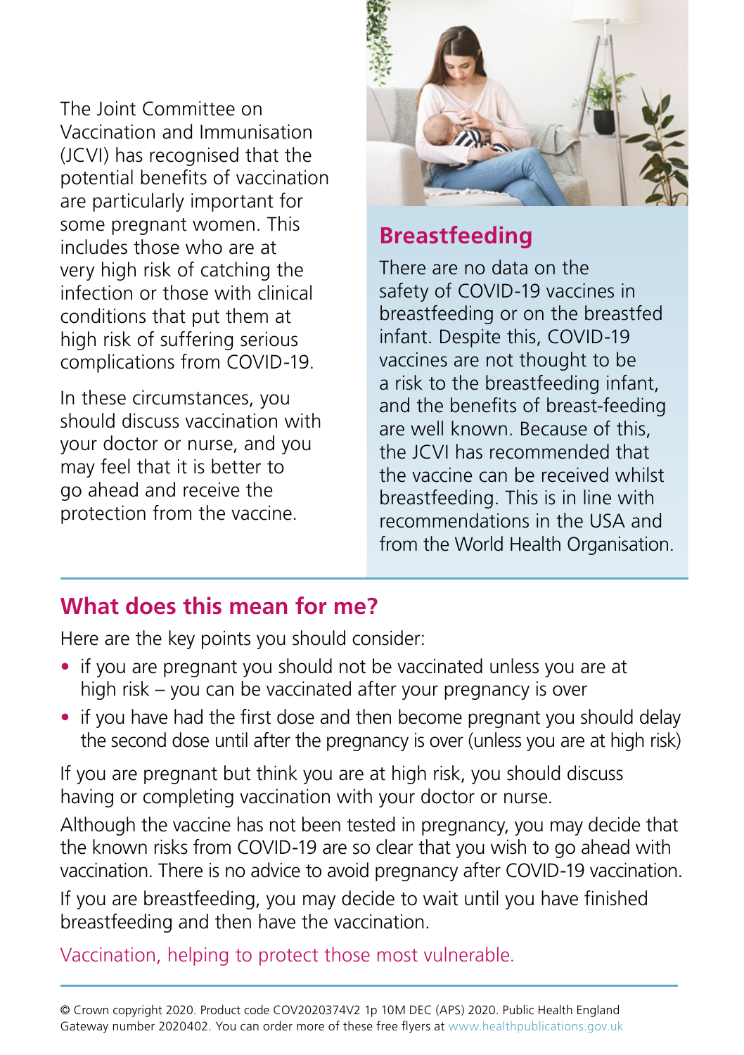The Joint Committee on Vaccination and Immunisation (JCVI) has recognised that the potential benefits of vaccination are particularly important for some pregnant women. This includes those who are at very high risk of catching the infection or those with clinical conditions that put them at high risk of suffering serious complications from COVID-19.

In these circumstances, you should discuss vaccination with your doctor or nurse, and you may feel that it is better to go ahead and receive the protection from the vaccine.

## Breastfeeding

There are no data on the safety of COVID-19 vaccines in breastfeeding or on the breastfed infant. Despite this, COVID-19 vaccines are not thought to be a risk to the breastfeeding infant, and the benefits of breast-feeding are well known. Because of this, the JCVI has recommended that the vaccine can be received whilst breastfeeding. This is in line with recommendations in the USA and from the World Health Organisation.

## What does this mean for me?

Here are the key points you should consider:

- if you are pregnant you should not be vaccinated unless you are at high risk – you can be vaccinated after your pregnancy is over
- if you have had the first dose and then become pregnant you should delay the second dose until after the pregnancy is over (unless you are at high risk)

If you are pregnant but think you are at high risk, you should discuss having or completing vaccination with your doctor or nurse.

Although the vaccine has not been tested in pregnancy, you may decide that the known risks from COVID-19 are so clear that you wish to go ahead with vaccination. There is no advice to avoid pregnancy after COVID-19 vaccination.

If you are breastfeeding, you may decide to wait until you have finished breastfeeding and then have the vaccination.

Vaccination, helping to protect those most vulnerable.

© Crown copyright 2020. Product code COV2020374V2 1p 10M DEC (APS) 2020. Public Health England Gateway number 2020402. You can order more of these free flyers at www.healthpublications.gov.uk